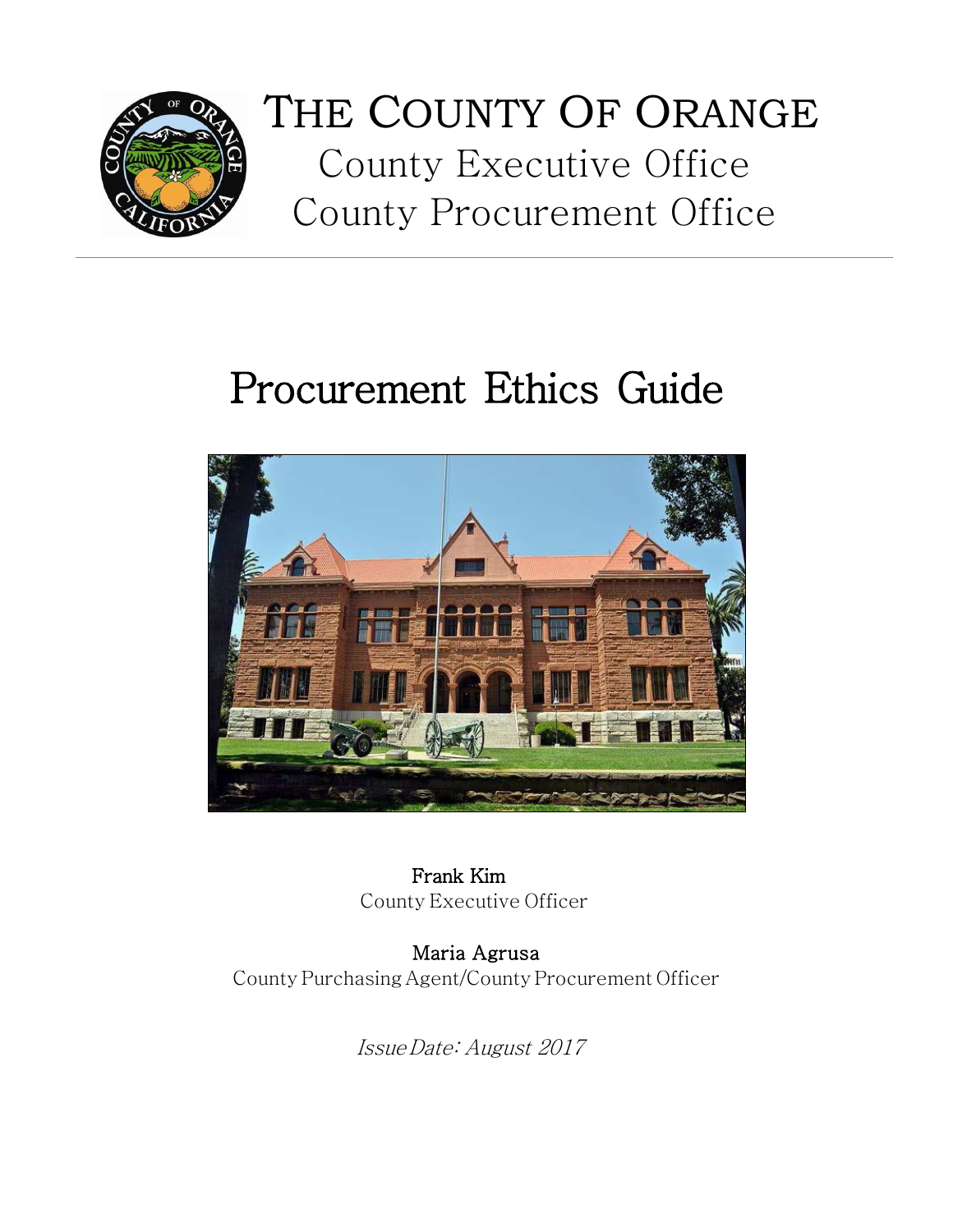# THE COUNTY OF ORANGE

County Executive Office

County Procurement Office

# Procurement Ethics Guide

**Frank Kim**
County Executive Officer

**Maria Agrusa**
County Purchasing Agent/County Procurement Officer

*Issue Date: August 2017*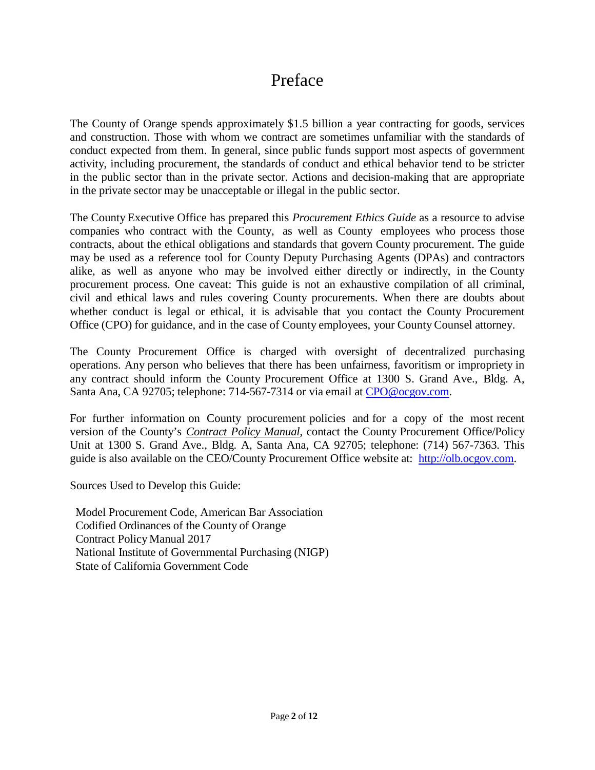# Preface

The County of Orange spends approximately $1.5 billion a year contracting for goods, services and construction. Those with whom we contract are sometimes unfamiliar with the standards of conduct expected from them. In general, since public funds support most aspects of government activity, including procurement, the standards of conduct and ethical behavior tend to be stricter in the public sector than in the private sector. Actions and decision-making that are appropriate in the private sector may be unacceptable or illegal in the public sector.

The County Executive Office has prepared this *Procurement Ethics Guide* as a resource to advise companies who contract with the County, as well as County employees who process those contracts, about the ethical obligations and standards that govern County procurement. The guide may be used as a reference tool for County Deputy Purchasing Agents (DPAs) and contractors alike, as well as anyone who may be involved either directly or indirectly, in the County procurement process. One caveat: This guide is not an exhaustive compilation of all criminal, civil and ethical laws and rules covering County procurements. When there are doubts about whether conduct is legal or ethical, it is advisable that you contact the County Procurement Office (CPO) for guidance, and in the case of County employees, your County Counsel attorney.

The County Procurement Office is charged with oversight of decentralized purchasing operations. Any person who believes that there has been unfairness, favoritism or impropriety in any contract should inform the County Procurement Office at 1300 S. Grand Ave., Bldg. A, Santa Ana, CA 92705; telephone: 714-567-7314 or via email at [CPO@ocgov.com](mailto:CPO@ocgov.com).

For further information on County procurement policies and for a copy of the most recent version of the County's ***Contract Policy Manual***, contact the County Procurement Office/Policy Unit at 1300 S. Grand Ave., Bldg. A, Santa Ana, CA 92705; telephone: (714) 567-7363. This guide is also available on the CEO/County Procurement Office website at: [http://olb.ocgov.com](http://olb.ocgov.com).

Sources Used to Develop this Guide:

- Model Procurement Code, American Bar Association
- Codified Ordinances of the County of Orange
- Contract Policy Manual 2017
- National Institute of Governmental Purchasing (NIGP)
- State of California Government Code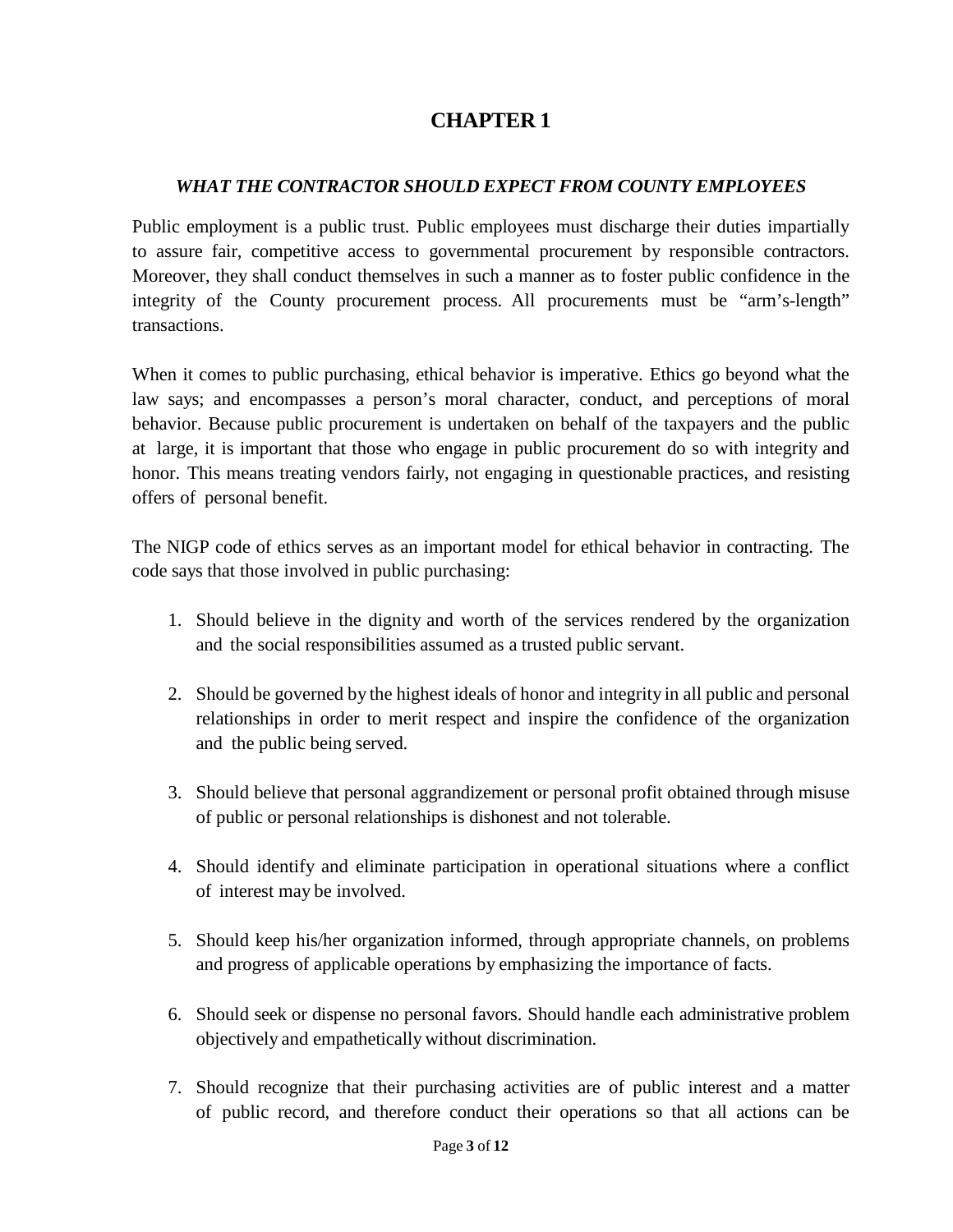# CHAPTER 1

## *WHAT THE CONTRACTOR SHOULD EXPECT FROM COUNTY EMPLOYEES*

Public employment is a public trust. Public employees must discharge their duties impartially to assure fair, competitive access to governmental procurement by responsible contractors. Moreover, they shall conduct themselves in such a manner as to foster public confidence in the integrity of the County procurement process. All procurements must be "arm's-length" transactions.

When it comes to public purchasing, ethical behavior is imperative. Ethics go beyond what the law says; and encompasses a person's moral character, conduct, and perceptions of moral behavior. Because public procurement is undertaken on behalf of the taxpayers and the public at large, it is important that those who engage in public procurement do so with integrity and honor. This means treating vendors fairly, not engaging in questionable practices, and resisting offers of personal benefit.

The NIGP code of ethics serves as an important model for ethical behavior in contracting. The code says that those involved in public purchasing:

1. Should believe in the dignity and worth of the services rendered by the organization and the social responsibilities assumed as a trusted public servant.

2. Should be governed by the highest ideals of honor and integrity in all public and personal relationships in order to merit respect and inspire the confidence of the organization and the public being served.

3. Should believe that personal aggrandizement or personal profit obtained through misuse of public or personal relationships is dishonest and not tolerable.

4. Should identify and eliminate participation in operational situations where a conflict of interest may be involved.

5. Should keep his/her organization informed, through appropriate channels, on problems and progress of applicable operations by emphasizing the importance of facts.

6. Should seek or dispense no personal favors. Should handle each administrative problem objectively and empathetically without discrimination.

7. Should recognize that their purchasing activities are of public interest and a matter of public record, and therefore conduct their operations so that all actions can be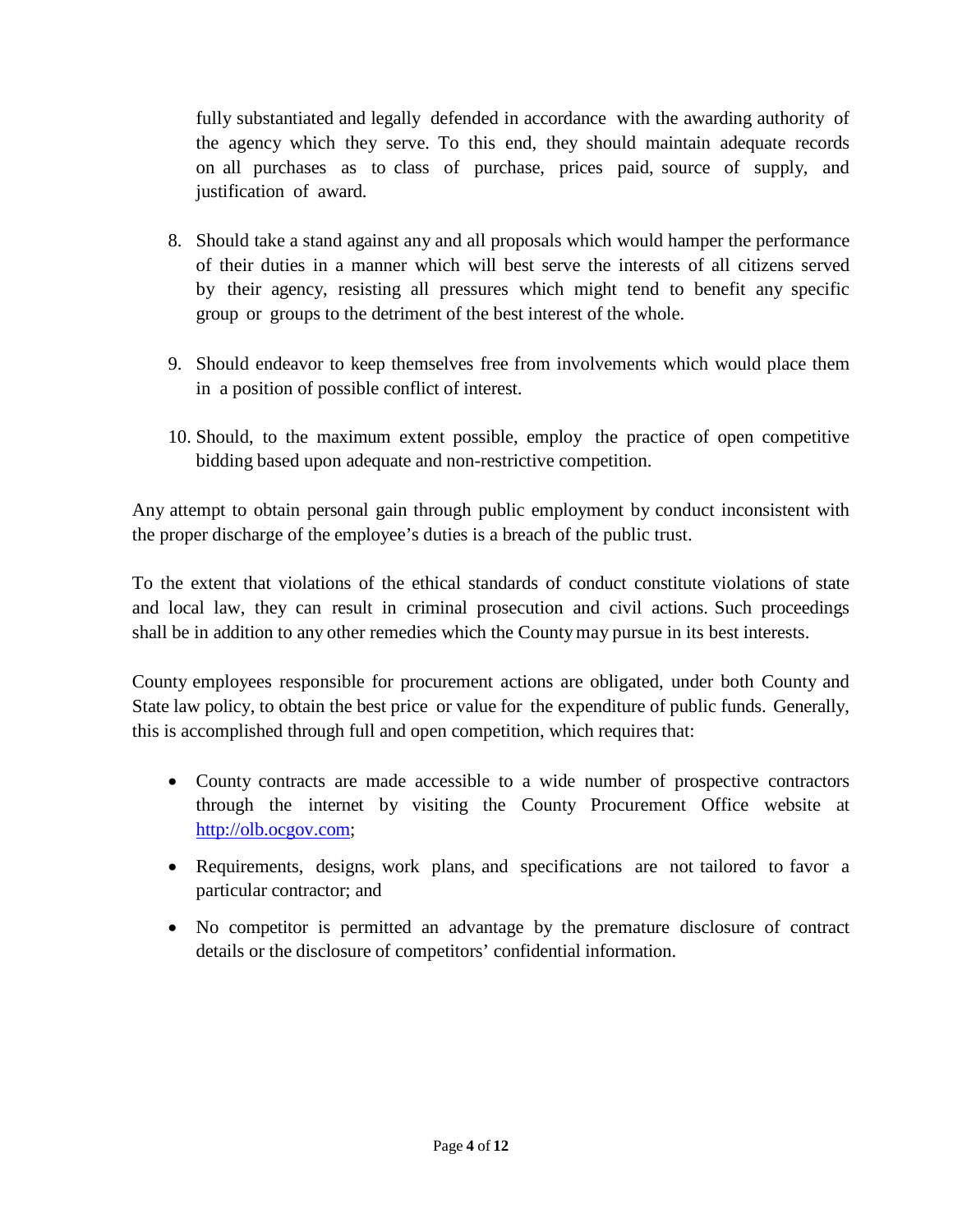fully substantiated and legally defended in accordance with the awarding authority of the agency which they serve. To this end, they should maintain adequate records on all purchases as to class of purchase, prices paid, source of supply, and justification of award.

8. Should take a stand against any and all proposals which would hamper the performance of their duties in a manner which will best serve the interests of all citizens served by their agency, resisting all pressures which might tend to benefit any specific group or groups to the detriment of the best interest of the whole.

9. Should endeavor to keep themselves free from involvements which would place them in a position of possible conflict of interest.

10. Should, to the maximum extent possible, employ the practice of open competitive bidding based upon adequate and non-restrictive competition.

Any attempt to obtain personal gain through public employment by conduct inconsistent with the proper discharge of the employee's duties is a breach of the public trust.

To the extent that violations of the ethical standards of conduct constitute violations of state and local law, they can result in criminal prosecution and civil actions. Such proceedings shall be in addition to any other remedies which the County may pursue in its best interests.

County employees responsible for procurement actions are obligated, under both County and State law policy, to obtain the best price or value for the expenditure of public funds. Generally, this is accomplished through full and open competition, which requires that:

- County contracts are made accessible to a wide number of prospective contractors through the internet by visiting the County Procurement Office website at http://olb.ocgov.com;
- Requirements, designs, work plans, and specifications are not tailored to favor a particular contractor; and
- No competitor is permitted an advantage by the premature disclosure of contract details or the disclosure of competitors' confidential information.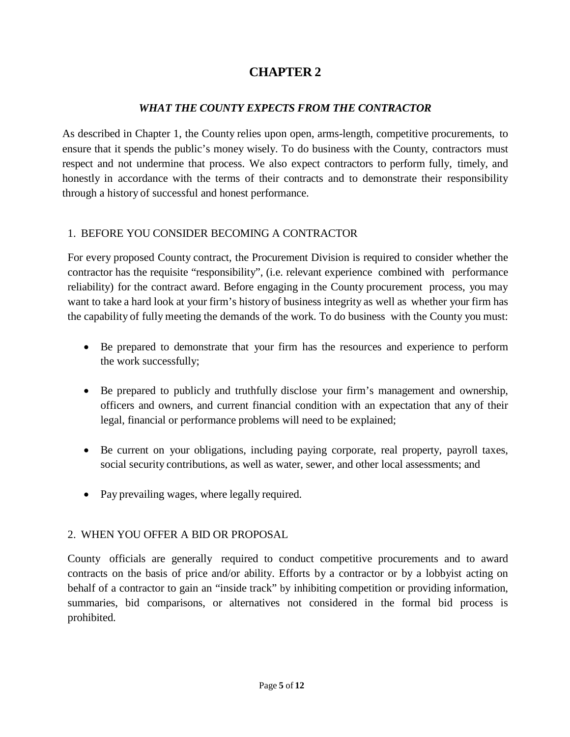# CHAPTER 2

## *WHAT THE COUNTY EXPECTS FROM THE CONTRACTOR*

As described in Chapter 1, the County relies upon open, arms-length, competitive procurements, to ensure that it spends the public's money wisely. To do business with the County, contractors must respect and not undermine that process. We also expect contractors to perform fully, timely, and honestly in accordance with the terms of their contracts and to demonstrate their responsibility through a history of successful and honest performance.

### 1. BEFORE YOU CONSIDER BECOMING A CONTRACTOR

For every proposed County contract, the Procurement Division is required to consider whether the contractor has the requisite "responsibility", (i.e. relevant experience combined with performance reliability) for the contract award. Before engaging in the County procurement process, you may want to take a hard look at your firm's history of business integrity as well as whether your firm has the capability of fully meeting the demands of the work. To do business with the County you must:

- Be prepared to demonstrate that your firm has the resources and experience to perform the work successfully;
- Be prepared to publicly and truthfully disclose your firm's management and ownership, officers and owners, and current financial condition with an expectation that any of their legal, financial or performance problems will need to be explained;
- Be current on your obligations, including paying corporate, real property, payroll taxes, social security contributions, as well as water, sewer, and other local assessments; and
- Pay prevailing wages, where legally required.

### 2. WHEN YOU OFFER A BID OR PROPOSAL

County officials are generally required to conduct competitive procurements and to award contracts on the basis of price and/or ability. Efforts by a contractor or by a lobbyist acting on behalf of a contractor to gain an "inside track" by inhibiting competition or providing information, summaries, bid comparisons, or alternatives not considered in the formal bid process is prohibited.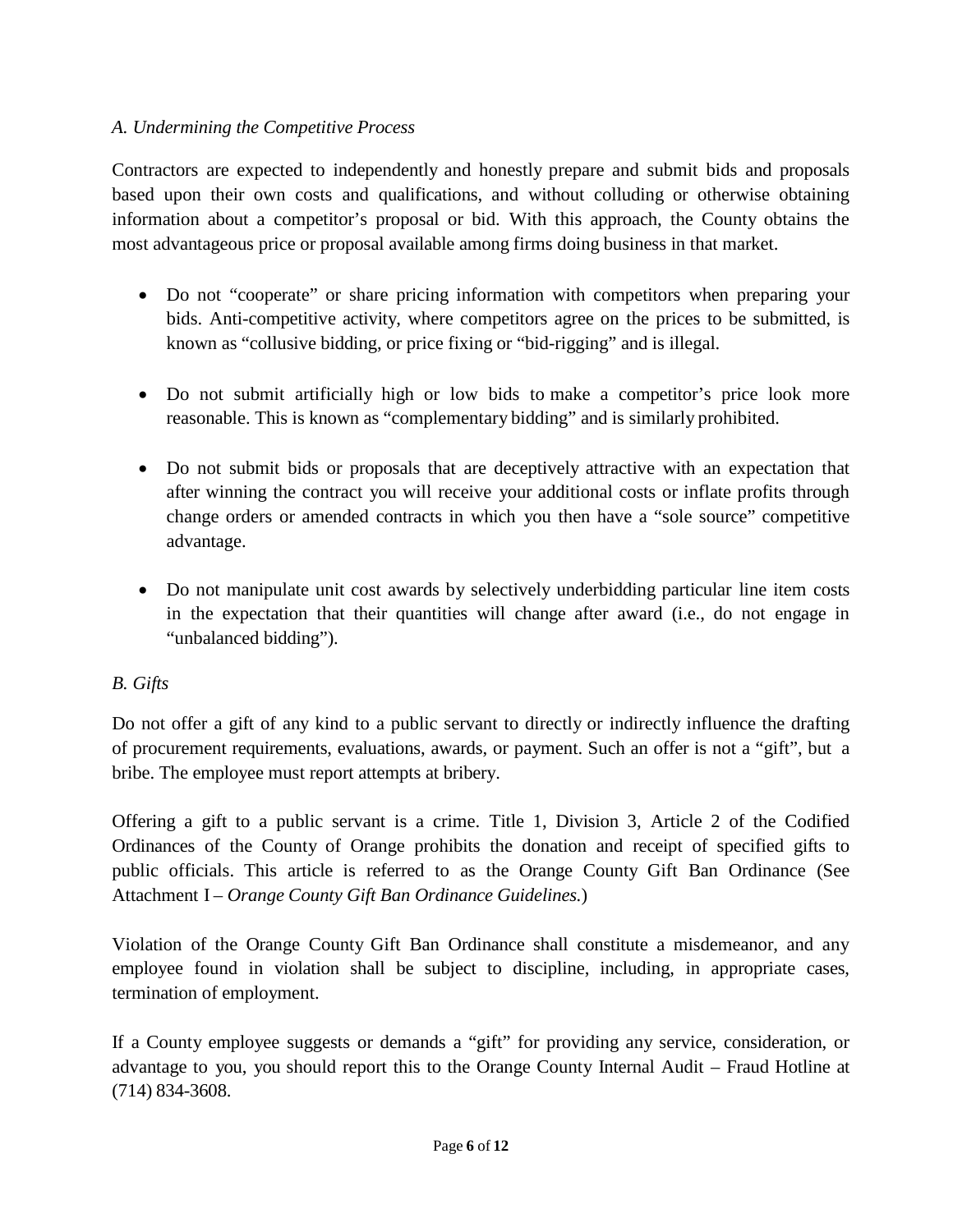*A. Undermining the Competitive Process*

Contractors are expected to independently and honestly prepare and submit bids and proposals based upon their own costs and qualifications, and without colluding or otherwise obtaining information about a competitor's proposal or bid. With this approach, the County obtains the most advantageous price or proposal available among firms doing business in that market.

- Do not "cooperate" or share pricing information with competitors when preparing your bids. Anti-competitive activity, where competitors agree on the prices to be submitted, is known as "collusive bidding, or price fixing or "bid-rigging" and is illegal.

- Do not submit artificially high or low bids to make a competitor's price look more reasonable. This is known as "complementary bidding" and is similarly prohibited.

- Do not submit bids or proposals that are deceptively attractive with an expectation that after winning the contract you will receive your additional costs or inflate profits through change orders or amended contracts in which you then have a "sole source" competitive advantage.

- Do not manipulate unit cost awards by selectively underbidding particular line item costs in the expectation that their quantities will change after award (i.e., do not engage in "unbalanced bidding").

*B. Gifts*

Do not offer a gift of any kind to a public servant to directly or indirectly influence the drafting of procurement requirements, evaluations, awards, or payment. Such an offer is not a "gift", but a bribe. The employee must report attempts at bribery.

Offering a gift to a public servant is a crime. Title 1, Division 3, Article 2 of the Codified Ordinances of the County of Orange prohibits the donation and receipt of specified gifts to public officials. This article is referred to as the Orange County Gift Ban Ordinance (See Attachment I – *Orange County Gift Ban Ordinance Guidelines.*)

Violation of the Orange County Gift Ban Ordinance shall constitute a misdemeanor, and any employee found in violation shall be subject to discipline, including, in appropriate cases, termination of employment.

If a County employee suggests or demands a "gift" for providing any service, consideration, or advantage to you, you should report this to the Orange County Internal Audit – Fraud Hotline at (714) 834-3608.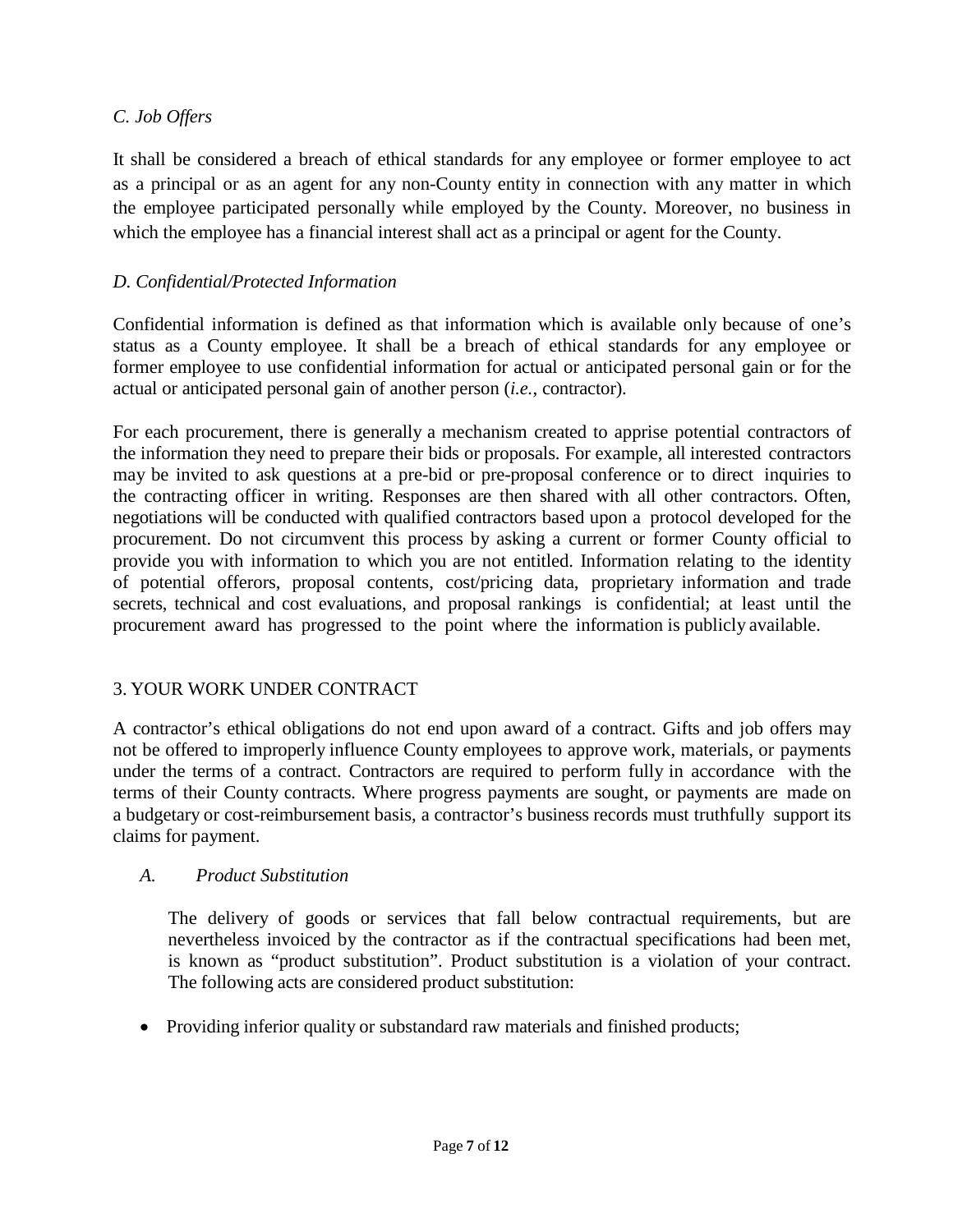*C. Job Offers*

It shall be considered a breach of ethical standards for any employee or former employee to act as a principal or as an agent for any non-County entity in connection with any matter in which the employee participated personally while employed by the County. Moreover, no business in which the employee has a financial interest shall act as a principal or agent for the County.

*D. Confidential/Protected Information*

Confidential information is defined as that information which is available only because of one's status as a County employee. It shall be a breach of ethical standards for any employee or former employee to use confidential information for actual or anticipated personal gain or for the actual or anticipated personal gain of another person (*i.e.*, contractor).

For each procurement, there is generally a mechanism created to apprise potential contractors of the information they need to prepare their bids or proposals. For example, all interested contractors may be invited to ask questions at a pre-bid or pre-proposal conference or to direct inquiries to the contracting officer in writing. Responses are then shared with all other contractors. Often, negotiations will be conducted with qualified contractors based upon a protocol developed for the procurement. Do not circumvent this process by asking a current or former County official to provide you with information to which you are not entitled. Information relating to the identity of potential offerors, proposal contents, cost/pricing data, proprietary information and trade secrets, technical and cost evaluations, and proposal rankings is confidential; at least until the procurement award has progressed to the point where the information is publicly available.

3. YOUR WORK UNDER CONTRACT

A contractor's ethical obligations do not end upon award of a contract. Gifts and job offers may not be offered to improperly influence County employees to approve work, materials, or payments under the terms of a contract. Contractors are required to perform fully in accordance with the terms of their County contracts. Where progress payments are sought, or payments are made on a budgetary or cost-reimbursement basis, a contractor's business records must truthfully support its claims for payment.

*A. Product Substitution*

The delivery of goods or services that fall below contractual requirements, but are nevertheless invoiced by the contractor as if the contractual specifications had been met, is known as "product substitution". Product substitution is a violation of your contract. The following acts are considered product substitution:

- Providing inferior quality or substandard raw materials and finished products;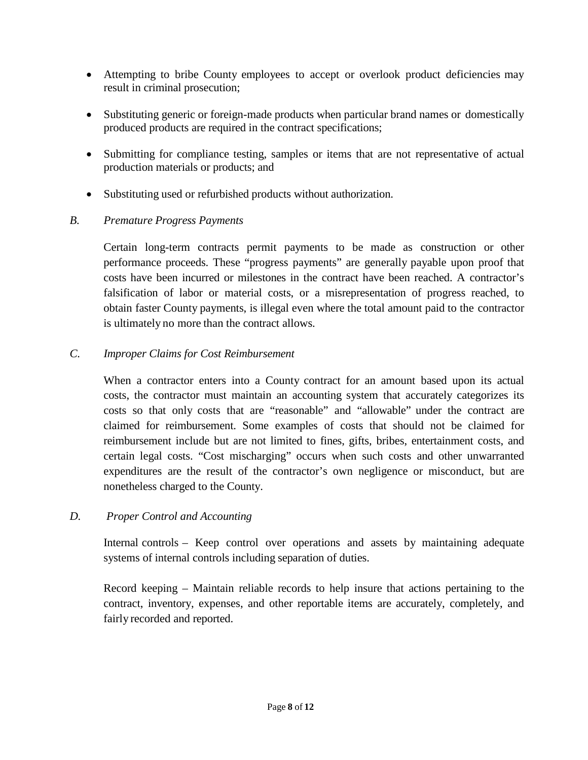- Attempting to bribe County employees to accept or overlook product deficiencies may result in criminal prosecution;
- Substituting generic or foreign-made products when particular brand names or domestically produced products are required in the contract specifications;
- Submitting for compliance testing, samples or items that are not representative of actual production materials or products; and
- Substituting used or refurbished products without authorization.

*B. Premature Progress Payments*

Certain long-term contracts permit payments to be made as construction or other performance proceeds. These "progress payments" are generally payable upon proof that costs have been incurred or milestones in the contract have been reached. A contractor's falsification of labor or material costs, or a misrepresentation of progress reached, to obtain faster County payments, is illegal even where the total amount paid to the contractor is ultimately no more than the contract allows.

*C. Improper Claims for Cost Reimbursement*

When a contractor enters into a County contract for an amount based upon its actual costs, the contractor must maintain an accounting system that accurately categorizes its costs so that only costs that are "reasonable" and "allowable" under the contract are claimed for reimbursement. Some examples of costs that should not be claimed for reimbursement include but are not limited to fines, gifts, bribes, entertainment costs, and certain legal costs. "Cost mischarging" occurs when such costs and other unwarranted expenditures are the result of the contractor's own negligence or misconduct, but are nonetheless charged to the County.

*D. Proper Control and Accounting*

Internal controls – Keep control over operations and assets by maintaining adequate systems of internal controls including separation of duties.

Record keeping – Maintain reliable records to help insure that actions pertaining to the contract, inventory, expenses, and other reportable items are accurately, completely, and fairly recorded and reported.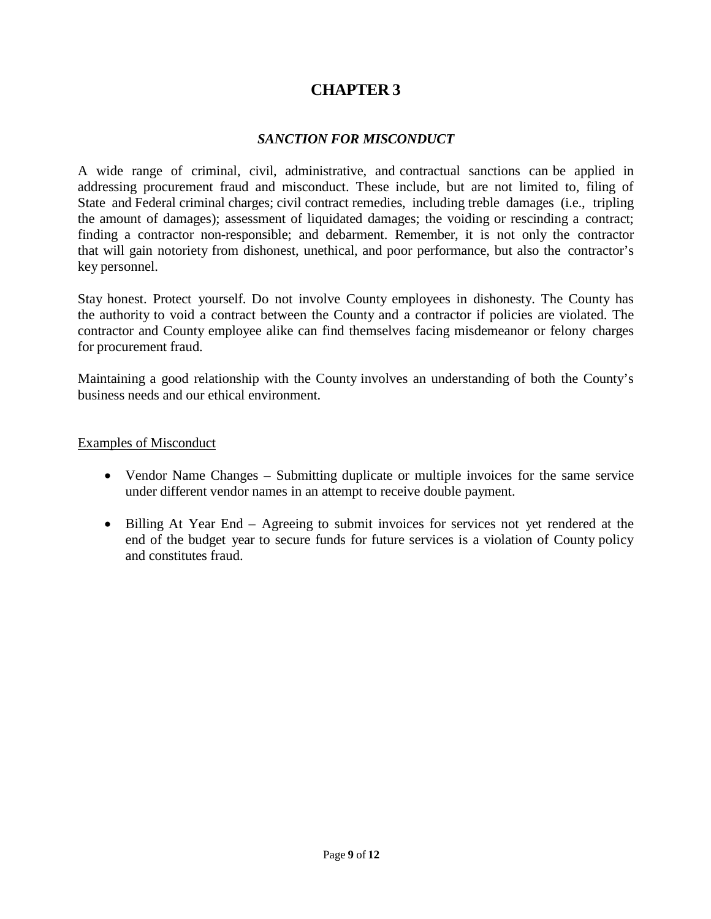# CHAPTER 3

## *SANCTION FOR MISCONDUCT*

A wide range of criminal, civil, administrative, and contractual sanctions can be applied in addressing procurement fraud and misconduct. These include, but are not limited to, filing of State and Federal criminal charges; civil contract remedies, including treble damages (i.e., tripling the amount of damages); assessment of liquidated damages; the voiding or rescinding a contract; finding a contractor non-responsible; and debarment. Remember, it is not only the contractor that will gain notoriety from dishonest, unethical, and poor performance, but also the contractor's key personnel.

Stay honest. Protect yourself. Do not involve County employees in dishonesty. The County has the authority to void a contract between the County and a contractor if policies are violated. The contractor and County employee alike can find themselves facing misdemeanor or felony charges for procurement fraud.

Maintaining a good relationship with the County involves an understanding of both the County's business needs and our ethical environment.

<u>Examples of Misconduct</u>

- Vendor Name Changes – Submitting duplicate or multiple invoices for the same service under different vendor names in an attempt to receive double payment.
- Billing At Year End – Agreeing to submit invoices for services not yet rendered at the end of the budget year to secure funds for future services is a violation of County policy and constitutes fraud.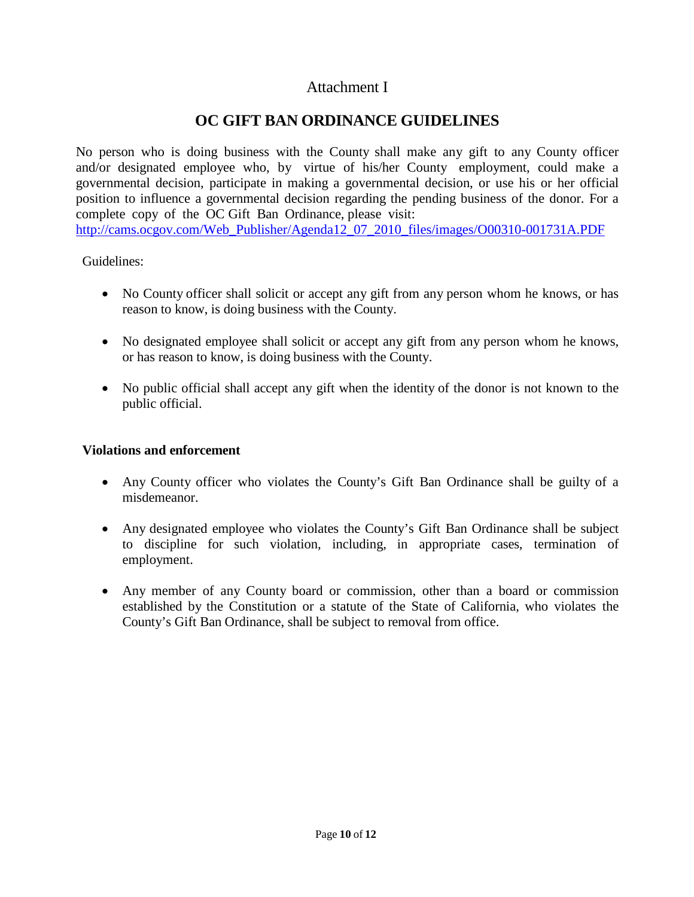Attachment I

# OC GIFT BAN ORDINANCE GUIDELINES

No person who is doing business with the County shall make any gift to any County officer and/or designated employee who, by virtue of his/her County employment, could make a governmental decision, participate in making a governmental decision, or use his or her official position to influence a governmental decision regarding the pending business of the donor. For a complete copy of the OC Gift Ban Ordinance, please visit: http://cams.ocgov.com/Web_Publisher/Agenda12_07_2010_files/images/O00310-001731A.PDF

Guidelines:

- No County officer shall solicit or accept any gift from any person whom he knows, or has reason to know, is doing business with the County.
- No designated employee shall solicit or accept any gift from any person whom he knows, or has reason to know, is doing business with the County.
- No public official shall accept any gift when the identity of the donor is not known to the public official.

**Violations and enforcement**

- Any County officer who violates the County's Gift Ban Ordinance shall be guilty of a misdemeanor.
- Any designated employee who violates the County's Gift Ban Ordinance shall be subject to discipline for such violation, including, in appropriate cases, termination of employment.
- Any member of any County board or commission, other than a board or commission established by the Constitution or a statute of the State of California, who violates the County's Gift Ban Ordinance, shall be subject to removal from office.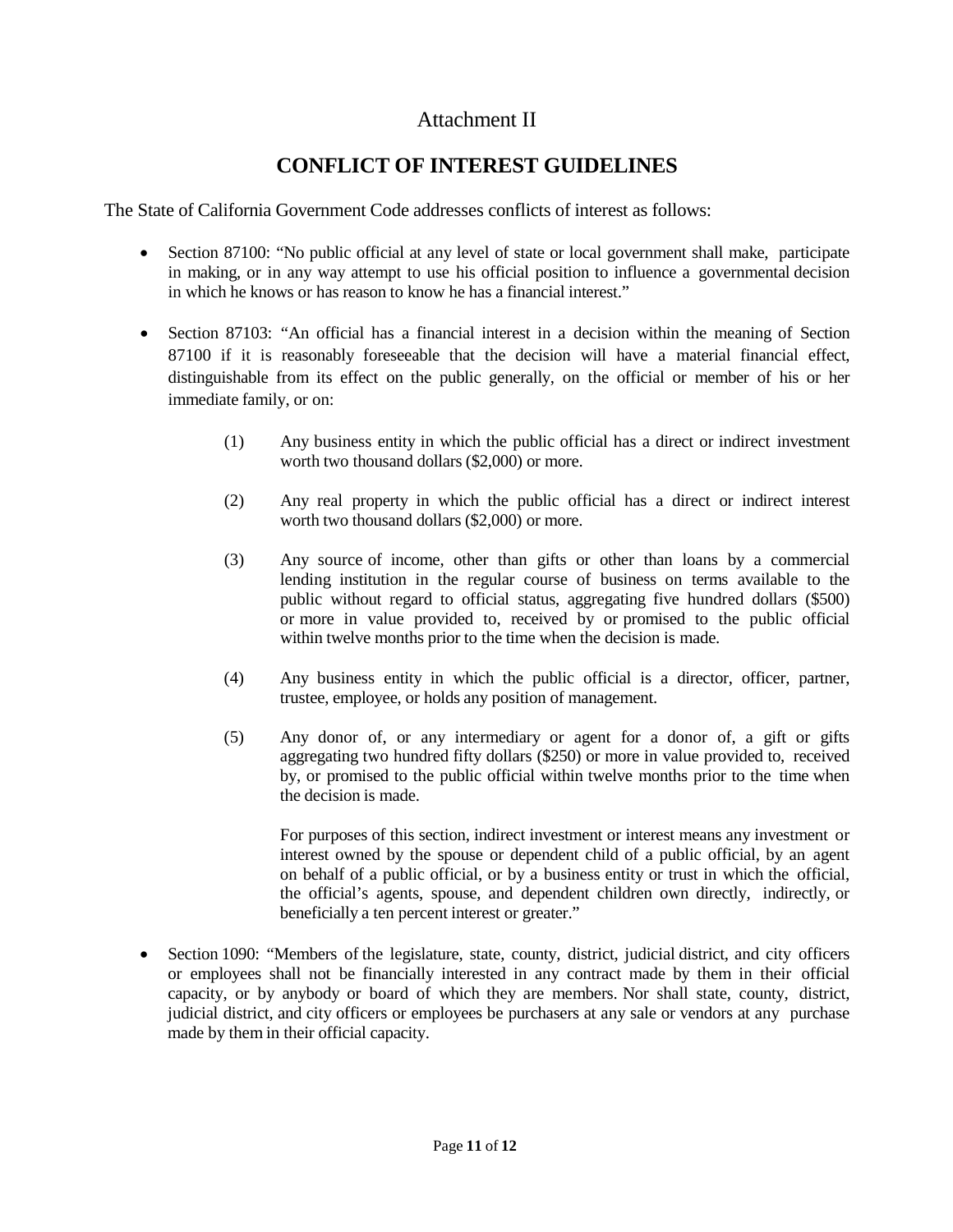Attachment II

# CONFLICT OF INTEREST GUIDELINES

The State of California Government Code addresses conflicts of interest as follows:

- Section 87100: "No public official at any level of state or local government shall make, participate in making, or in any way attempt to use his official position to influence a governmental decision in which he knows or has reason to know he has a financial interest."

- Section 87103: "An official has a financial interest in a decision within the meaning of Section 87100 if it is reasonably foreseeable that the decision will have a material financial effect, distinguishable from its effect on the public generally, on the official or member of his or her immediate family, or on:

  (1) Any business entity in which the public official has a direct or indirect investment worth two thousand dollars ($2,000) or more.

  (2) Any real property in which the public official has a direct or indirect interest worth two thousand dollars ($2,000) or more.

  (3) Any source of income, other than gifts or other than loans by a commercial lending institution in the regular course of business on terms available to the public without regard to official status, aggregating five hundred dollars ($500) or more in value provided to, received by or promised to the public official within twelve months prior to the time when the decision is made.

  (4) Any business entity in which the public official is a director, officer, partner, trustee, employee, or holds any position of management.

  (5) Any donor of, or any intermediary or agent for a donor of, a gift or gifts aggregating two hundred fifty dollars ($250) or more in value provided to, received by, or promised to the public official within twelve months prior to the time when the decision is made.

  For purposes of this section, indirect investment or interest means any investment or interest owned by the spouse or dependent child of a public official, by an agent on behalf of a public official, or by a business entity or trust in which the official, the official's agents, spouse, and dependent children own directly, indirectly, or beneficially a ten percent interest or greater."

- Section 1090: "Members of the legislature, state, county, district, judicial district, and city officers or employees shall not be financially interested in any contract made by them in their official capacity, or by anybody or board of which they are members. Nor shall state, county, district, judicial district, and city officers or employees be purchasers at any sale or vendors at any purchase made by them in their official capacity.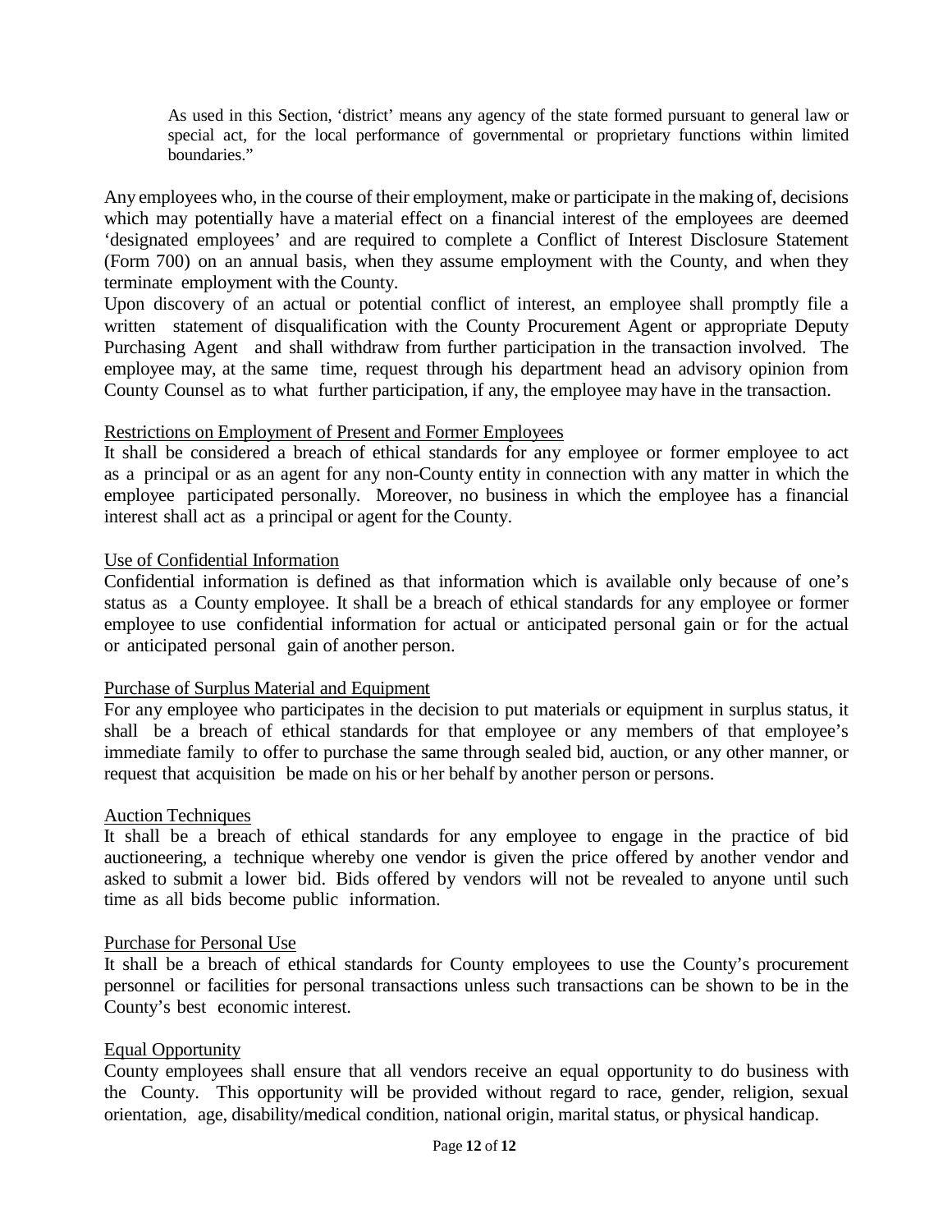> As used in this Section, 'district' means any agency of the state formed pursuant to general law or special act, for the local performance of governmental or proprietary functions within limited boundaries."

Any employees who, in the course of their employment, make or participate in the making of, decisions which may potentially have a material effect on a financial interest of the employees are deemed 'designated employees' and are required to complete a Conflict of Interest Disclosure Statement (Form 700) on an annual basis, when they assume employment with the County, and when they terminate employment with the County.

Upon discovery of an actual or potential conflict of interest, an employee shall promptly file a written statement of disqualification with the County Procurement Agent or appropriate Deputy Purchasing Agent and shall withdraw from further participation in the transaction involved. The employee may, at the same time, request through his department head an advisory opinion from County Counsel as to what further participation, if any, the employee may have in the transaction.

<u>Restrictions on Employment of Present and Former Employees</u>

It shall be considered a breach of ethical standards for any employee or former employee to act as a principal or as an agent for any non-County entity in connection with any matter in which the employee participated personally. Moreover, no business in which the employee has a financial interest shall act as a principal or agent for the County.

<u>Use of Confidential Information</u>

Confidential information is defined as that information which is available only because of one's status as a County employee. It shall be a breach of ethical standards for any employee or former employee to use confidential information for actual or anticipated personal gain or for the actual or anticipated personal gain of another person.

<u>Purchase of Surplus Material and Equipment</u>

For any employee who participates in the decision to put materials or equipment in surplus status, it shall be a breach of ethical standards for that employee or any members of that employee's immediate family to offer to purchase the same through sealed bid, auction, or any other manner, or request that acquisition be made on his or her behalf by another person or persons.

<u>Auction Techniques</u>

It shall be a breach of ethical standards for any employee to engage in the practice of bid auctioneering, a technique whereby one vendor is given the price offered by another vendor and asked to submit a lower bid. Bids offered by vendors will not be revealed to anyone until such time as all bids become public information.

<u>Purchase for Personal Use</u>

It shall be a breach of ethical standards for County employees to use the County's procurement personnel or facilities for personal transactions unless such transactions can be shown to be in the County's best economic interest.

<u>Equal Opportunity</u>

County employees shall ensure that all vendors receive an equal opportunity to do business with the County. This opportunity will be provided without regard to race, gender, religion, sexual orientation, age, disability/medical condition, national origin, marital status, or physical handicap.